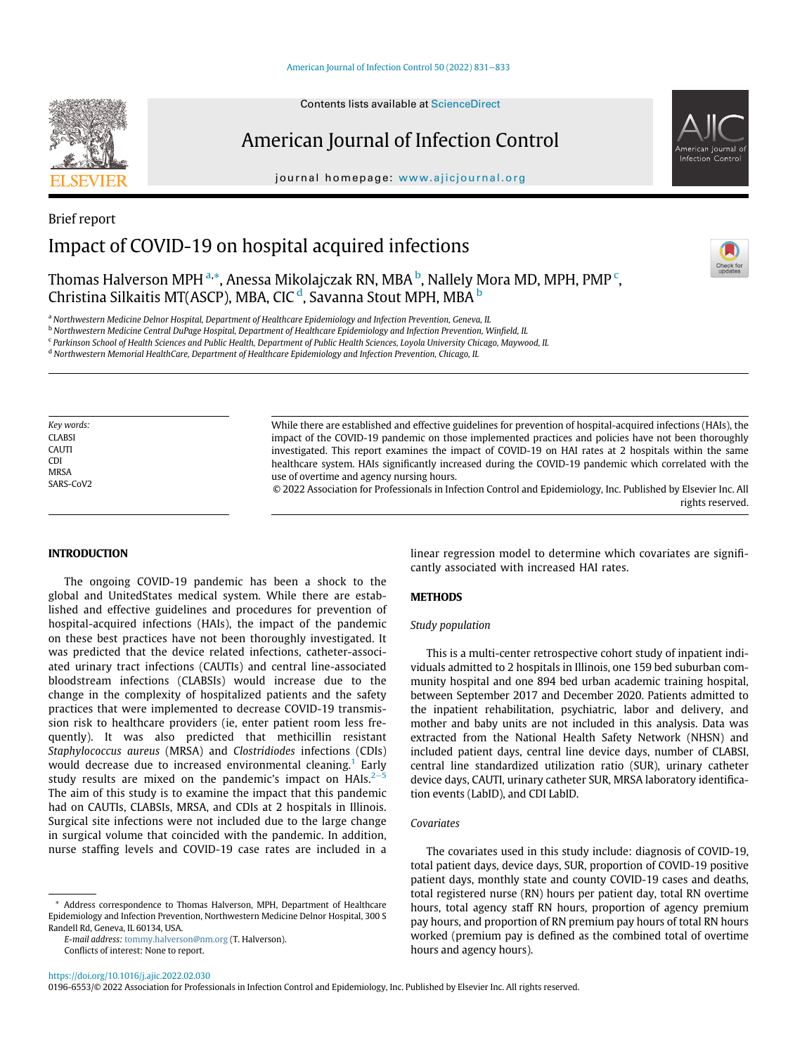Brief report

# Impact of COVID-19 on hospital acquired infections

Thomas Halverson MPH [a,*], Anessa Mikolajczak RN, MBA [b], Nallely Mora MD, MPH, PMP [c], Christina Silkaitis MT(ASCP), MBA, CIC [d], Savanna Stout MPH, MBA [b]

[a] Northwestern Medicine Delnor Hospital, Department of Healthcare Epidemiology and Infection Prevention, Geneva, IL
[b] Northwestern Medicine Central DuPage Hospital, Department of Healthcare Epidemiology and Infection Prevention, Winfield, IL
[c] Parkinson School of Health Sciences and Public Health, Department of Public Health Sciences, Loyola University Chicago, Maywood, IL
[d] Northwestern Memorial HealthCare, Department of Healthcare Epidemiology and Infection Prevention, Chicago, IL

*Key words:*
CLABSI
CAUTI
CDI
MRSA
SARS-CoV2

While there are established and effective guidelines for prevention of hospital-acquired infections (HAIs), the impact of the COVID-19 pandemic on those implemented practices and policies have not been thoroughly investigated. This report examines the impact of COVID-19 on HAI rates at 2 hospitals within the same healthcare system. HAIs significantly increased during the COVID-19 pandemic which correlated with the use of overtime and agency nursing hours.

© 2022 Association for Professionals in Infection Control and Epidemiology, Inc. Published by Elsevier Inc. All rights reserved.

## INTRODUCTION

The ongoing COVID-19 pandemic has been a shock to the global and UnitedStates medical system. While there are established and effective guidelines and procedures for prevention of hospital-acquired infections (HAIs), the impact of the pandemic on these best practices have not been thoroughly investigated. It was predicted that the device related infections, catheter-associated urinary tract infections (CAUTIs) and central line-associated bloodstream infections (CLABSIs) would increase due to the change in the complexity of hospitalized patients and the safety practices that were implemented to decrease COVID-19 transmission risk to healthcare providers (ie, enter patient room less frequently). It was also predicted that methicillin resistant *Staphylococcus aureus* (MRSA) and *Clostridiodes* infections (CDIs) would decrease due to increased environmental cleaning.[1] Early study results are mixed on the pandemic's impact on HAIs.[2–5] The aim of this study is to examine the impact that this pandemic had on CAUTIs, CLABSIs, MRSA, and CDIs at 2 hospitals in Illinois. Surgical site infections were not included due to the large change in surgical volume that coincided with the pandemic. In addition, nurse staffing levels and COVID-19 case rates are included in a linear regression model to determine which covariates are significantly associated with increased HAI rates.

## METHODS

### Study population

This is a multi-center retrospective cohort study of inpatient individuals admitted to 2 hospitals in Illinois, one 159 bed suburban community hospital and one 894 bed urban academic training hospital, between September 2017 and December 2020. Patients admitted to the inpatient rehabilitation, psychiatric, labor and delivery, and mother and baby units are not included in this analysis. Data was extracted from the National Health Safety Network (NHSN) and included patient days, central line device days, number of CLABSI, central line standardized utilization ratio (SUR), urinary catheter device days, CAUTI, urinary catheter SUR, MRSA laboratory identification events (LabID), and CDI LabID.

### Covariates

The covariates used in this study include: diagnosis of COVID-19, total patient days, device days, SUR, proportion of COVID-19 positive patient days, monthly state and county COVID-19 cases and deaths, total registered nurse (RN) hours per patient day, total RN overtime hours, total agency staff RN hours, proportion of agency premium pay hours, and proportion of RN premium pay hours of total RN hours worked (premium pay is defined as the combined total of overtime hours and agency hours).

\* Address correspondence to Thomas Halverson, MPH, Department of Healthcare Epidemiology and Infection Prevention, Northwestern Medicine Delnor Hospital, 300 S Randell Rd, Geneva, IL 60134, USA.

*E-mail address:* tommy.halverson@nm.org (T. Halverson).

Conflicts of interest: None to report.

https://doi.org/10.1016/j.ajic.2022.02.030
0196-6553/© 2022 Association for Professionals in Infection Control and Epidemiology, Inc. Published by Elsevier Inc. All rights reserved.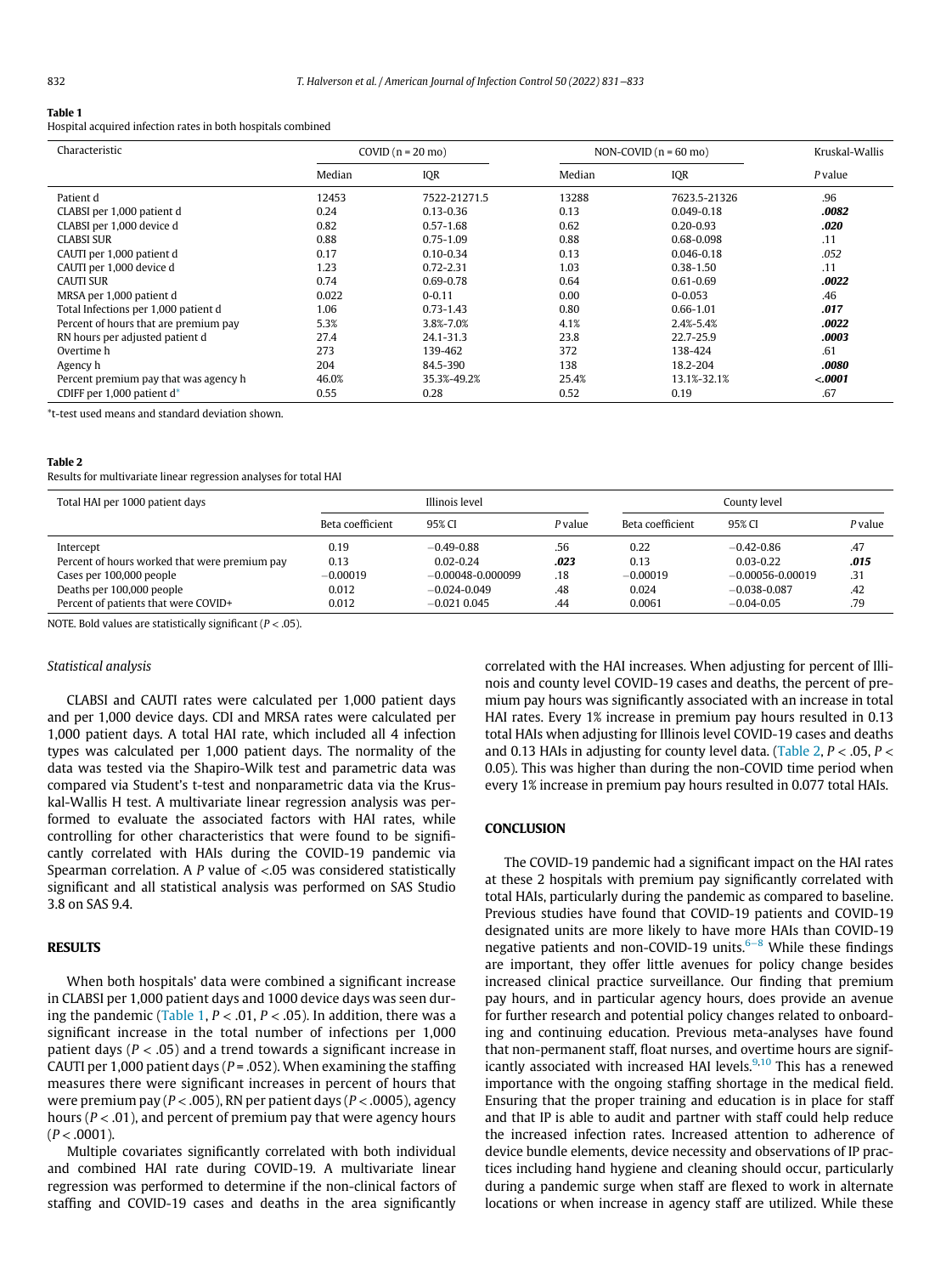**Table 1**
Hospital acquired infection rates in both hospitals combined

| Characteristic | COVID (n = 20 mo) | | NON-COVID (n = 60 mo) | | Kruskal-Wallis |
|---|---|---|---|---|---|
| | Median | IQR | Median | IQR | *P* value |
| Patient d | 12453 | 7522-21271.5 | 13288 | 7623.5-21326 | .96 |
| CLABSI per 1,000 patient d | 0.24 | 0.13-0.36 | 0.13 | 0.049-0.18 | ***.0082*** |
| CLABSI per 1,000 device d | 0.82 | 0.57-1.68 | 0.62 | 0.20-0.93 | ***.020*** |
| CLABSI SUR | 0.88 | 0.75-1.09 | 0.88 | 0.68-0.098 | .11 |
| CAUTI per 1,000 patient d | 0.17 | 0.10-0.34 | 0.13 | 0.046-0.18 | *.052* |
| CAUTI per 1,000 device d | 1.23 | 0.72-2.31 | 1.03 | 0.38-1.50 | .11 |
| CAUTI SUR | 0.74 | 0.69-0.78 | 0.64 | 0.61-0.69 | ***.0022*** |
| MRSA per 1,000 patient d | 0.022 | 0-0.11 | 0.00 | 0-0.053 | .46 |
| Total Infections per 1,000 patient d | 1.06 | 0.73-1.43 | 0.80 | 0.66-1.01 | ***.017*** |
| Percent of hours that are premium pay | 5.3% | 3.8%-7.0% | 4.1% | 2.4%-5.4% | ***.0022*** |
| RN hours per adjusted patient d | 27.4 | 24.1-31.3 | 23.8 | 22.7-25.9 | ***.0003*** |
| Overtime h | 273 | 139-462 | 372 | 138-424 | .61 |
| Agency h | 204 | 84.5-390 | 138 | 18.2-204 | ***.0080*** |
| Percent premium pay that was agency h | 46.0% | 35.3%-49.2% | 25.4% | 13.1%-32.1% | ***<.0001*** |
| CDIFF per 1,000 patient d* | 0.55 | 0.28 | 0.52 | 0.19 | .67 |

*t-test used means and standard deviation shown.

**Table 2**
Results for multivariate linear regression analyses for total HAI

| Total HAI per 1000 patient days | Illinois level | | | County level | | |
|---|---|---|---|---|---|---|
| | Beta coefficient | 95% CI | *P* value | Beta coefficient | 95% CI | *P* value |
| Intercept | 0.19 | −0.49-0.88 | .56 | 0.22 | −0.42-0.86 | .47 |
| Percent of hours worked that were premium pay | 0.13 | 0.02-0.24 | ***.023*** | 0.13 | 0.03-0.22 | ***.015*** |
| Cases per 100,000 people | −0.00019 | −0.00048-0.000099 | .18 | −0.00019 | −0.00056-0.00019 | .31 |
| Deaths per 100,000 people | 0.012 | −0.024-0.049 | .48 | 0.024 | −0.038-0.087 | .42 |
| Percent of patients that were COVID+ | 0.012 | −0.021 0.045 | .44 | 0.0061 | −0.04-0.05 | .79 |

NOTE. Bold values are statistically significant ($P < .05$).

### Statistical analysis

CLABSI and CAUTI rates were calculated per 1,000 patient days and per 1,000 device days. CDI and MRSA rates were calculated per 1,000 patient days. A total HAI rate, which included all 4 infection types was calculated per 1,000 patient days. The normality of the data was tested via the Shapiro-Wilk test and parametric data was compared via Student's t-test and nonparametric data via the Kruskal-Wallis H test. A multivariate linear regression analysis was performed to evaluate the associated factors with HAI rates, while controlling for other characteristics that were found to be significantly correlated with HAIs during the COVID-19 pandemic via Spearman correlation. A *P* value of <.05 was considered statistically significant and all statistical analysis was performed on SAS Studio 3.8 on SAS 9.4.

## RESULTS

When both hospitals' data were combined a significant increase in CLABSI per 1,000 patient days and 1000 device days was seen during the pandemic (Table 1, $P < .01$, $P < .05$). In addition, there was a significant increase in the total number of infections per 1,000 patient days ($P < .05$) and a trend towards a significant increase in CAUTI per 1,000 patient days ($P = .052$). When examining the staffing measures there were significant increases in percent of hours that were premium pay ($P < .005$), RN per patient days ($P < .0005$), agency hours ($P < .01$), and percent of premium pay that were agency hours ($P < .0001$).

Multiple covariates significantly correlated with both individual and combined HAI rate during COVID-19. A multivariate linear regression was performed to determine if the non-clinical factors of staffing and COVID-19 cases and deaths in the area significantly correlated with the HAI increases. When adjusting for percent of Illinois and county level COVID-19 cases and deaths, the percent of premium pay hours was significantly associated with an increase in total HAI rates. Every 1% increase in premium pay hours resulted in 0.13 total HAIs when adjusting for Illinois level COVID-19 cases and deaths and 0.13 HAIs in adjusting for county level data. (Table 2, $P < .05$, $P < 0.05$). This was higher than during the non-COVID time period when every 1% increase in premium pay hours resulted in 0.077 total HAIs.

## CONCLUSION

The COVID-19 pandemic had a significant impact on the HAI rates at these 2 hospitals with premium pay significantly correlated with total HAIs, particularly during the pandemic as compared to baseline. Previous studies have found that COVID-19 patients and COVID-19 designated units are more likely to have more HAIs than COVID-19 negative patients and non-COVID-19 units.[6–8] While these findings are important, they offer little avenues for policy change besides increased clinical practice surveillance. Our finding that premium pay hours, and in particular agency hours, does provide an avenue for further research and potential policy changes related to onboarding and continuing education. Previous meta-analyses have found that non-permanent staff, float nurses, and overtime hours are significantly associated with increased HAI levels.[9,10] This has a renewed importance with the ongoing staffing shortage in the medical field. Ensuring that the proper training and education is in place for staff and that IP is able to audit and partner with staff could help reduce the increased infection rates. Increased attention to adherence of device bundle elements, device necessity and observations of IP practices including hand hygiene and cleaning should occur, particularly during a pandemic surge when staff are flexed to work in alternate locations or when increase in agency staff are utilized. While these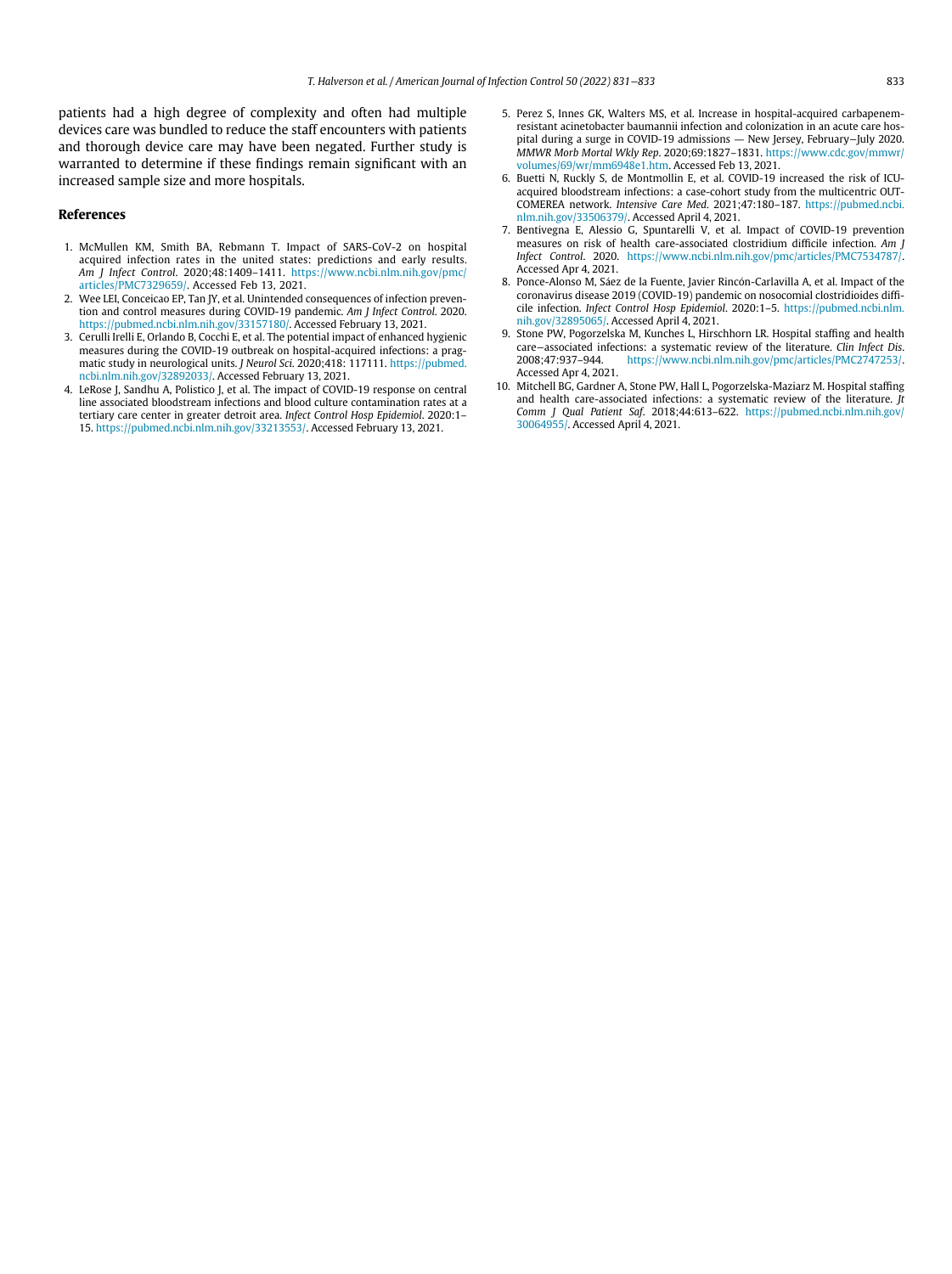patients had a high degree of complexity and often had multiple devices care was bundled to reduce the staff encounters with patients and thorough device care may have been negated. Further study is warranted to determine if these findings remain significant with an increased sample size and more hospitals.

## References

1. McMullen KM, Smith BA, Rebmann T. Impact of SARS-CoV-2 on hospital acquired infection rates in the united states: predictions and early results. *Am J Infect Control*. 2020;48:1409–1411. https://www.ncbi.nlm.nih.gov/pmc/articles/PMC7329659/. Accessed Feb 13, 2021.
2. Wee LEI, Conceicao EP, Tan JY, et al. Unintended consequences of infection prevention and control measures during COVID-19 pandemic. *Am J Infect Control*. 2020. https://pubmed.ncbi.nlm.nih.gov/33157180/. Accessed February 13, 2021.
3. Cerulli Irelli E, Orlando B, Cocchi E, et al. The potential impact of enhanced hygienic measures during the COVID-19 outbreak on hospital-acquired infections: a pragmatic study in neurological units. *J Neurol Sci*. 2020;418: 117111. https://pubmed.ncbi.nlm.nih.gov/32892033/. Accessed February 13, 2021.
4. LeRose J, Sandhu A, Polistico J, et al. The impact of COVID-19 response on central line associated bloodstream infections and blood culture contamination rates at a tertiary care center in greater detroit area. *Infect Control Hosp Epidemiol*. 2020:1–15. https://pubmed.ncbi.nlm.nih.gov/33213553/. Accessed February 13, 2021.
5. Perez S, Innes GK, Walters MS, et al. Increase in hospital-acquired carbapenem-resistant acinetobacter baumannii infection and colonization in an acute care hospital during a surge in COVID-19 admissions — New Jersey, February–July 2020. *MMWR Morb Mortal Wkly Rep*. 2020;69:1827–1831. https://www.cdc.gov/mmwr/volumes/69/wr/mm6948e1.htm. Accessed Feb 13, 2021.
6. Buetti N, Ruckly S, de Montmollin E, et al. COVID-19 increased the risk of ICU-acquired bloodstream infections: a case-cohort study from the multicentric OUTCOMEREA network. *Intensive Care Med*. 2021;47:180–187. https://pubmed.ncbi.nlm.nih.gov/33506379/. Accessed April 4, 2021.
7. Bentivegna E, Alessio G, Spuntarelli V, et al. Impact of COVID-19 prevention measures on risk of health care-associated clostridium difficile infection. *Am J Infect Control*. 2020. https://www.ncbi.nlm.nih.gov/pmc/articles/PMC7534787/. Accessed Apr 4, 2021.
8. Ponce-Alonso M, Sáez de la Fuente, Javier Rincón-Carlavilla A, et al. Impact of the coronavirus disease 2019 (COVID-19) pandemic on nosocomial clostridioides difficile infection. *Infect Control Hosp Epidemiol*. 2020:1–5. https://pubmed.ncbi.nlm.nih.gov/32895065/. Accessed April 4, 2021.
9. Stone PW, Pogorzelska M, Kunches L, Hirschhorn LR. Hospital staffing and health care–associated infections: a systematic review of the literature. *Clin Infect Dis*. 2008;47:937–944. https://www.ncbi.nlm.nih.gov/pmc/articles/PMC2747253/. Accessed Apr 4, 2021.
10. Mitchell BG, Gardner A, Stone PW, Hall L, Pogorzelska-Maziarz M. Hospital staffing and health care-associated infections: a systematic review of the literature. *Jt Comm J Qual Patient Saf*. 2018;44:613–622. https://pubmed.ncbi.nlm.nih.gov/30064955/. Accessed April 4, 2021.